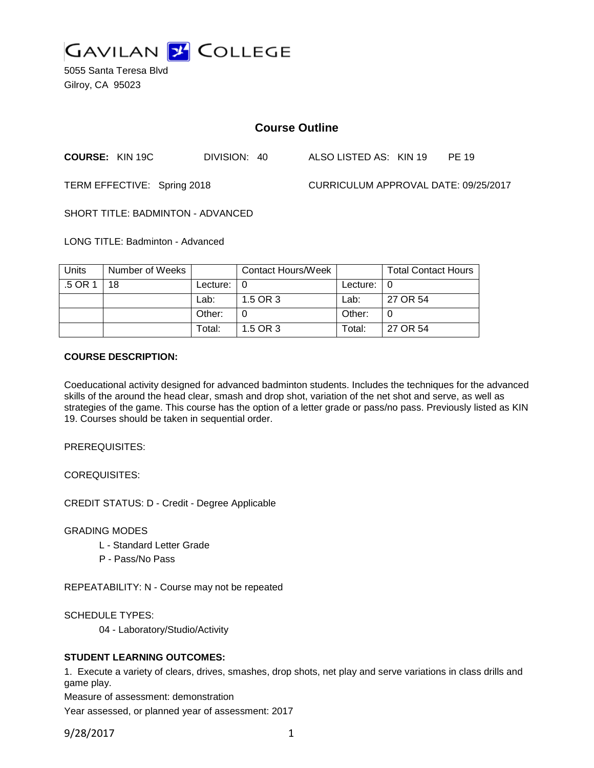# GAVILAN COLLEGE

5055 Santa Teresa Blvd
Gilroy, CA 95023

## Course Outline

**COURSE:** KIN 19C DIVISION: 40 ALSO LISTED AS: KIN 19 PE 19

TERM EFFECTIVE: Spring 2018 CURRICULUM APPROVAL DATE: 09/25/2017

SHORT TITLE: BADMINTON - ADVANCED

LONG TITLE: Badminton - Advanced

| Units | Number of Weeks | | Contact Hours/Week | | Total Contact Hours |
|---|---|---|---|---|---|
| .5 OR 1 | 18 | Lecture: | 0 | Lecture: | 0 |
| | | Lab: | 1.5 OR 3 | Lab: | 27 OR 54 |
| | | Other: | 0 | Other: | 0 |
| | | Total: | 1.5 OR 3 | Total: | 27 OR 54 |

**COURSE DESCRIPTION:**

Coeducational activity designed for advanced badminton students. Includes the techniques for the advanced skills of the around the head clear, smash and drop shot, variation of the net shot and serve, as well as strategies of the game. This course has the option of a letter grade or pass/no pass. Previously listed as KIN 19. Courses should be taken in sequential order.

PREREQUISITES:

COREQUISITES:

CREDIT STATUS: D - Credit - Degree Applicable

GRADING MODES

- L - Standard Letter Grade
- P - Pass/No Pass

REPEATABILITY: N - Course may not be repeated

SCHEDULE TYPES:

- 04 - Laboratory/Studio/Activity

**STUDENT LEARNING OUTCOMES:**

1. Execute a variety of clears, drives, smashes, drop shots, net play and serve variations in class drills and game play.

Measure of assessment: demonstration

Year assessed, or planned year of assessment: 2017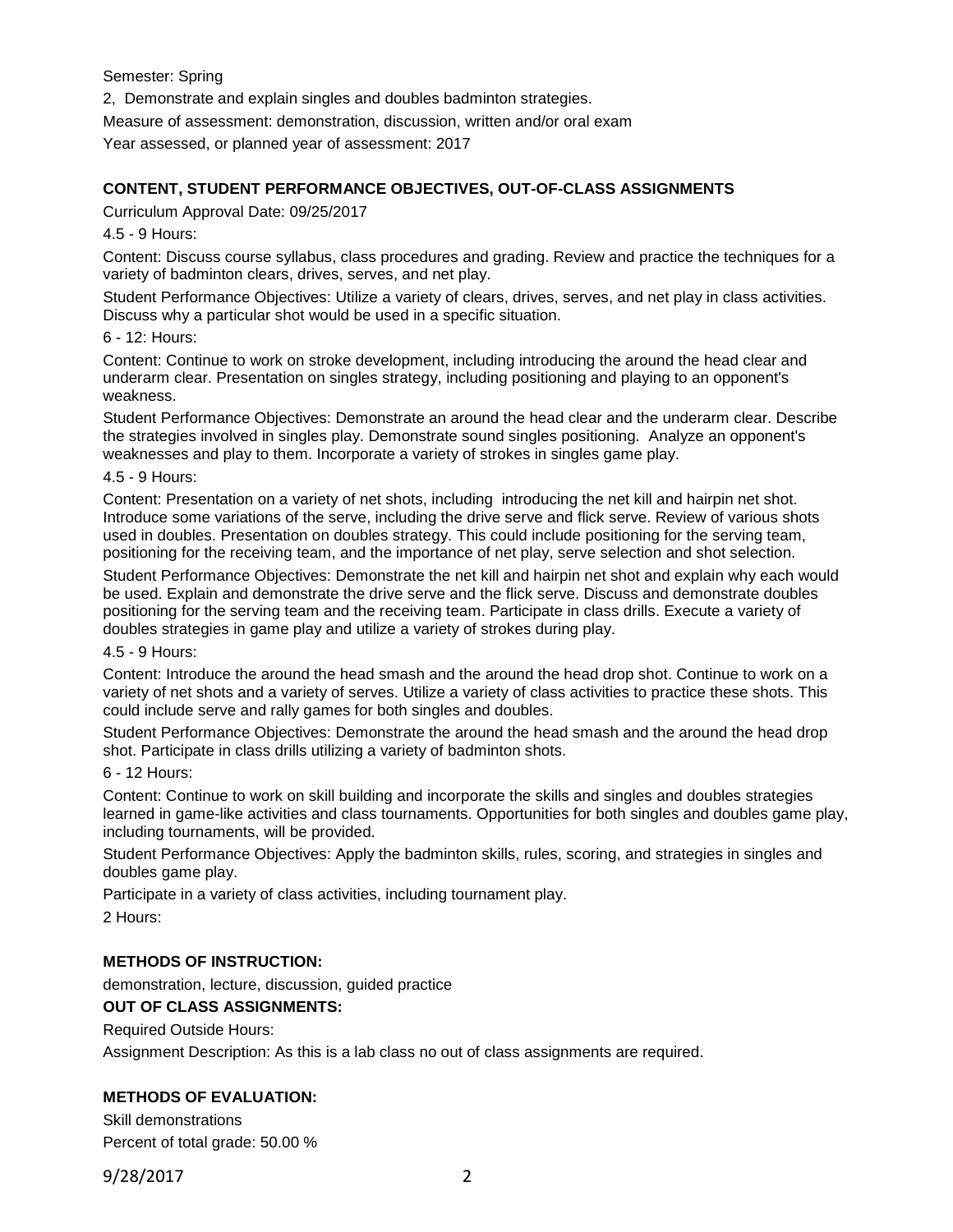Semester: Spring

2, Demonstrate and explain singles and doubles badminton strategies.

Measure of assessment: demonstration, discussion, written and/or oral exam

Year assessed, or planned year of assessment: 2017

## CONTENT, STUDENT PERFORMANCE OBJECTIVES, OUT-OF-CLASS ASSIGNMENTS

Curriculum Approval Date: 09/25/2017

4.5 - 9 Hours:

Content: Discuss course syllabus, class procedures and grading. Review and practice the techniques for a variety of badminton clears, drives, serves, and net play.

Student Performance Objectives: Utilize a variety of clears, drives, serves, and net play in class activities. Discuss why a particular shot would be used in a specific situation.

6 - 12: Hours:

Content: Continue to work on stroke development, including introducing the around the head clear and underarm clear. Presentation on singles strategy, including positioning and playing to an opponent's weakness.

Student Performance Objectives: Demonstrate an around the head clear and the underarm clear. Describe the strategies involved in singles play. Demonstrate sound singles positioning. Analyze an opponent's weaknesses and play to them. Incorporate a variety of strokes in singles game play.

4.5 - 9 Hours:

Content: Presentation on a variety of net shots, including introducing the net kill and hairpin net shot. Introduce some variations of the serve, including the drive serve and flick serve. Review of various shots used in doubles. Presentation on doubles strategy. This could include positioning for the serving team, positioning for the receiving team, and the importance of net play, serve selection and shot selection.

Student Performance Objectives: Demonstrate the net kill and hairpin net shot and explain why each would be used. Explain and demonstrate the drive serve and the flick serve. Discuss and demonstrate doubles positioning for the serving team and the receiving team. Participate in class drills. Execute a variety of doubles strategies in game play and utilize a variety of strokes during play.

4.5 - 9 Hours:

Content: Introduce the around the head smash and the around the head drop shot. Continue to work on a variety of net shots and a variety of serves. Utilize a variety of class activities to practice these shots. This could include serve and rally games for both singles and doubles.

Student Performance Objectives: Demonstrate the around the head smash and the around the head drop shot. Participate in class drills utilizing a variety of badminton shots.

6 - 12 Hours:

Content: Continue to work on skill building and incorporate the skills and singles and doubles strategies learned in game-like activities and class tournaments. Opportunities for both singles and doubles game play, including tournaments, will be provided.

Student Performance Objectives: Apply the badminton skills, rules, scoring, and strategies in singles and doubles game play.

Participate in a variety of class activities, including tournament play.

2 Hours:

## METHODS OF INSTRUCTION:

demonstration, lecture, discussion, guided practice

## OUT OF CLASS ASSIGNMENTS:

Required Outside Hours:

Assignment Description: As this is a lab class no out of class assignments are required.

## METHODS OF EVALUATION:

Skill demonstrations

Percent of total grade: 50.00 %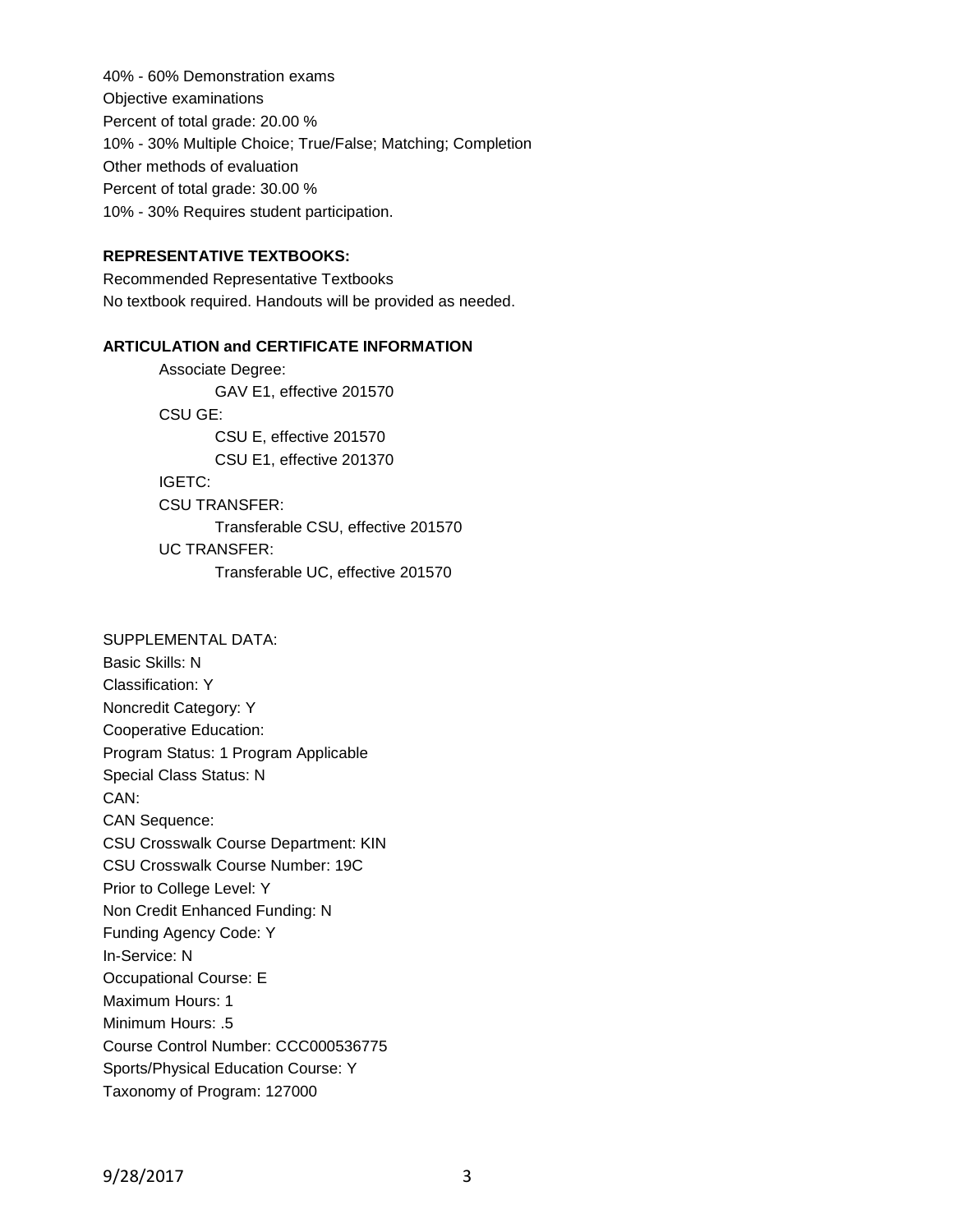40% - 60% Demonstration exams
Objective examinations
Percent of total grade: 20.00 %
10% - 30% Multiple Choice; True/False; Matching; Completion
Other methods of evaluation
Percent of total grade: 30.00 %
10% - 30% Requires student participation.

**REPRESENTATIVE TEXTBOOKS:**

Recommended Representative Textbooks
No textbook required. Handouts will be provided as needed.

**ARTICULATION and CERTIFICATE INFORMATION**

Associate Degree:
  GAV E1, effective 201570
CSU GE:
  CSU E, effective 201570
  CSU E1, effective 201370
IGETC:
CSU TRANSFER:
  Transferable CSU, effective 201570
UC TRANSFER:
  Transferable UC, effective 201570

SUPPLEMENTAL DATA:
Basic Skills: N
Classification: Y
Noncredit Category: Y
Cooperative Education:
Program Status: 1 Program Applicable
Special Class Status: N
CAN:
CAN Sequence:
CSU Crosswalk Course Department: KIN
CSU Crosswalk Course Number: 19C
Prior to College Level: Y
Non Credit Enhanced Funding: N
Funding Agency Code: Y
In-Service: N
Occupational Course: E
Maximum Hours: 1
Minimum Hours: .5
Course Control Number: CCC000536775
Sports/Physical Education Course: Y
Taxonomy of Program: 127000